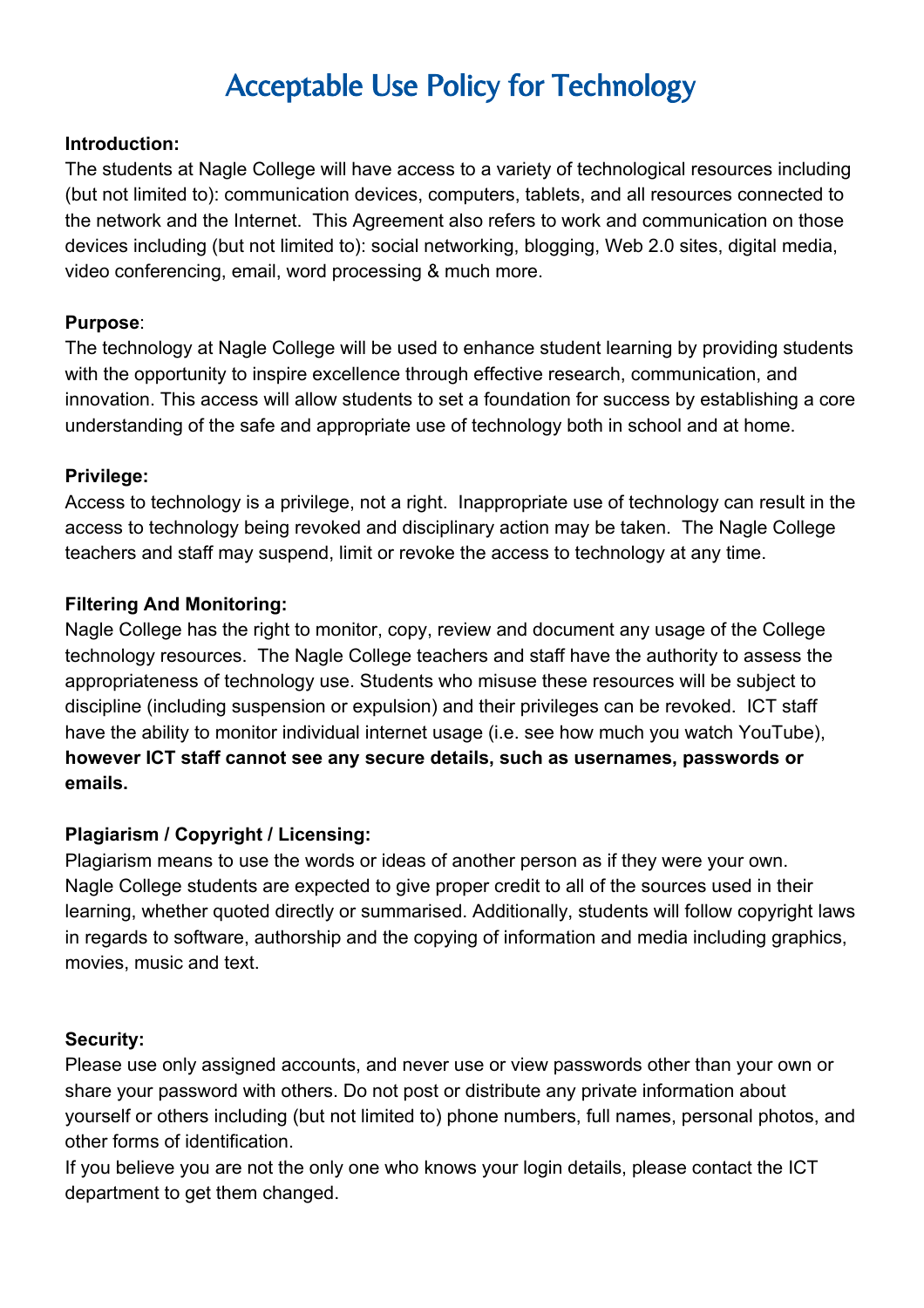# Acceptable Use Policy for Technology

**Introduction:**
The students at Nagle College will have access to a variety of technological resources including (but not limited to): communication devices, computers, tablets, and all resources connected to the network and the Internet. This Agreement also refers to work and communication on those devices including (but not limited to): social networking, blogging, Web 2.0 sites, digital media, video conferencing, email, word processing & much more.

**Purpose**:
The technology at Nagle College will be used to enhance student learning by providing students with the opportunity to inspire excellence through effective research, communication, and innovation. This access will allow students to set a foundation for success by establishing a core understanding of the safe and appropriate use of technology both in school and at home.

**Privilege:**
Access to technology is a privilege, not a right. Inappropriate use of technology can result in the access to technology being revoked and disciplinary action may be taken. The Nagle College teachers and staff may suspend, limit or revoke the access to technology at any time.

**Filtering And Monitoring:**
Nagle College has the right to monitor, copy, review and document any usage of the College technology resources. The Nagle College teachers and staff have the authority to assess the appropriateness of technology use. Students who misuse these resources will be subject to discipline (including suspension or expulsion) and their privileges can be revoked. ICT staff have the ability to monitor individual internet usage (i.e. see how much you watch YouTube), **however ICT staff cannot see any secure details, such as usernames, passwords or emails.**

**Plagiarism / Copyright / Licensing:**
Plagiarism means to use the words or ideas of another person as if they were your own. Nagle College students are expected to give proper credit to all of the sources used in their learning, whether quoted directly or summarised. Additionally, students will follow copyright laws in regards to software, authorship and the copying of information and media including graphics, movies, music and text.

**Security:**
Please use only assigned accounts, and never use or view passwords other than your own or share your password with others. Do not post or distribute any private information about yourself or others including (but not limited to) phone numbers, full names, personal photos, and other forms of identification.
If you believe you are not the only one who knows your login details, please contact the ICT department to get them changed.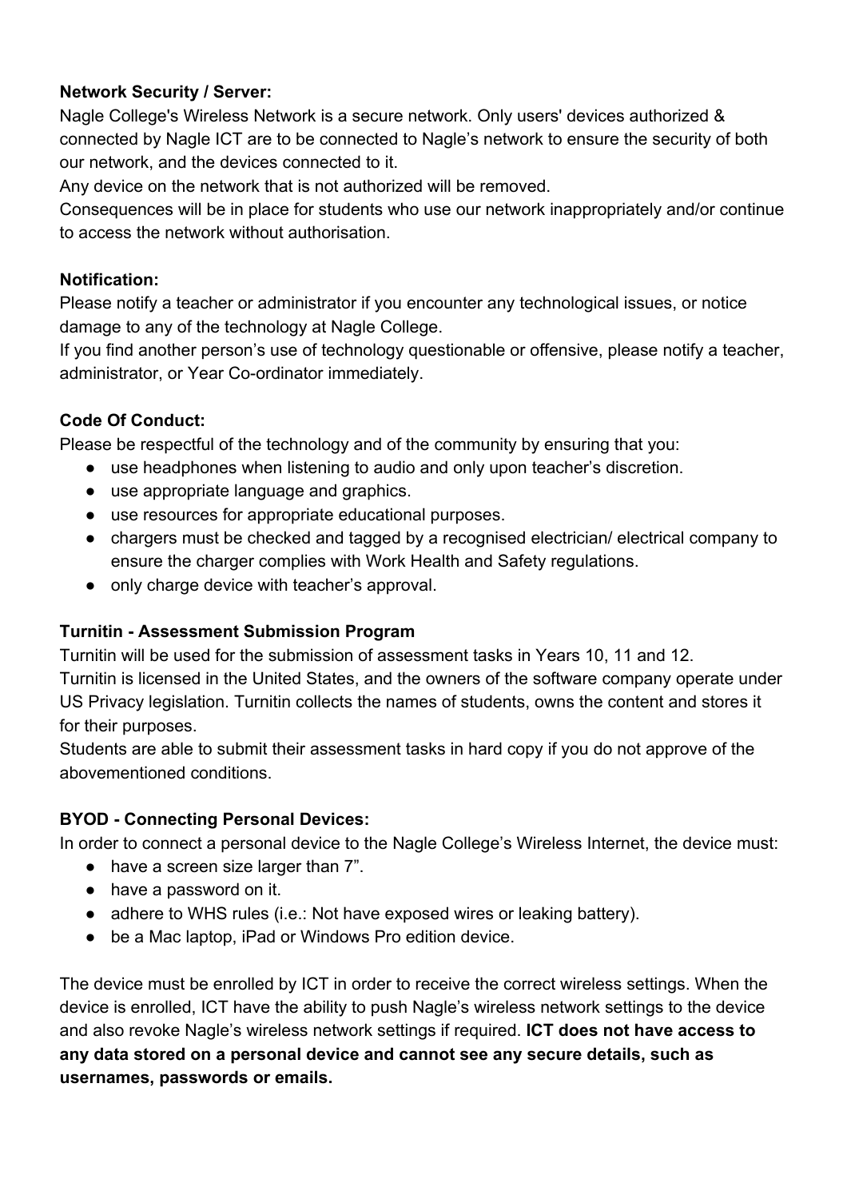**Network Security / Server:**

Nagle College's Wireless Network is a secure network. Only users' devices authorized & connected by Nagle ICT are to be connected to Nagle's network to ensure the security of both our network, and the devices connected to it.

Any device on the network that is not authorized will be removed.

Consequences will be in place for students who use our network inappropriately and/or continue to access the network without authorisation.

**Notification:**

Please notify a teacher or administrator if you encounter any technological issues, or notice damage to any of the technology at Nagle College.

If you find another person's use of technology questionable or offensive, please notify a teacher, administrator, or Year Co-ordinator immediately.

**Code Of Conduct:**

Please be respectful of the technology and of the community by ensuring that you:

- use headphones when listening to audio and only upon teacher's discretion.
- use appropriate language and graphics.
- use resources for appropriate educational purposes.
- chargers must be checked and tagged by a recognised electrician/ electrical company to ensure the charger complies with Work Health and Safety regulations.
- only charge device with teacher's approval.

**Turnitin - Assessment Submission Program**

Turnitin will be used for the submission of assessment tasks in Years 10, 11 and 12.

Turnitin is licensed in the United States, and the owners of the software company operate under US Privacy legislation. Turnitin collects the names of students, owns the content and stores it for their purposes.

Students are able to submit their assessment tasks in hard copy if you do not approve of the abovementioned conditions.

**BYOD - Connecting Personal Devices:**

In order to connect a personal device to the Nagle College's Wireless Internet, the device must:

- have a screen size larger than 7".
- have a password on it.
- adhere to WHS rules (i.e.: Not have exposed wires or leaking battery).
- be a Mac laptop, iPad or Windows Pro edition device.

The device must be enrolled by ICT in order to receive the correct wireless settings. When the device is enrolled, ICT have the ability to push Nagle's wireless network settings to the device and also revoke Nagle's wireless network settings if required. **ICT does not have access to any data stored on a personal device and cannot see any secure details, such as usernames, passwords or emails.**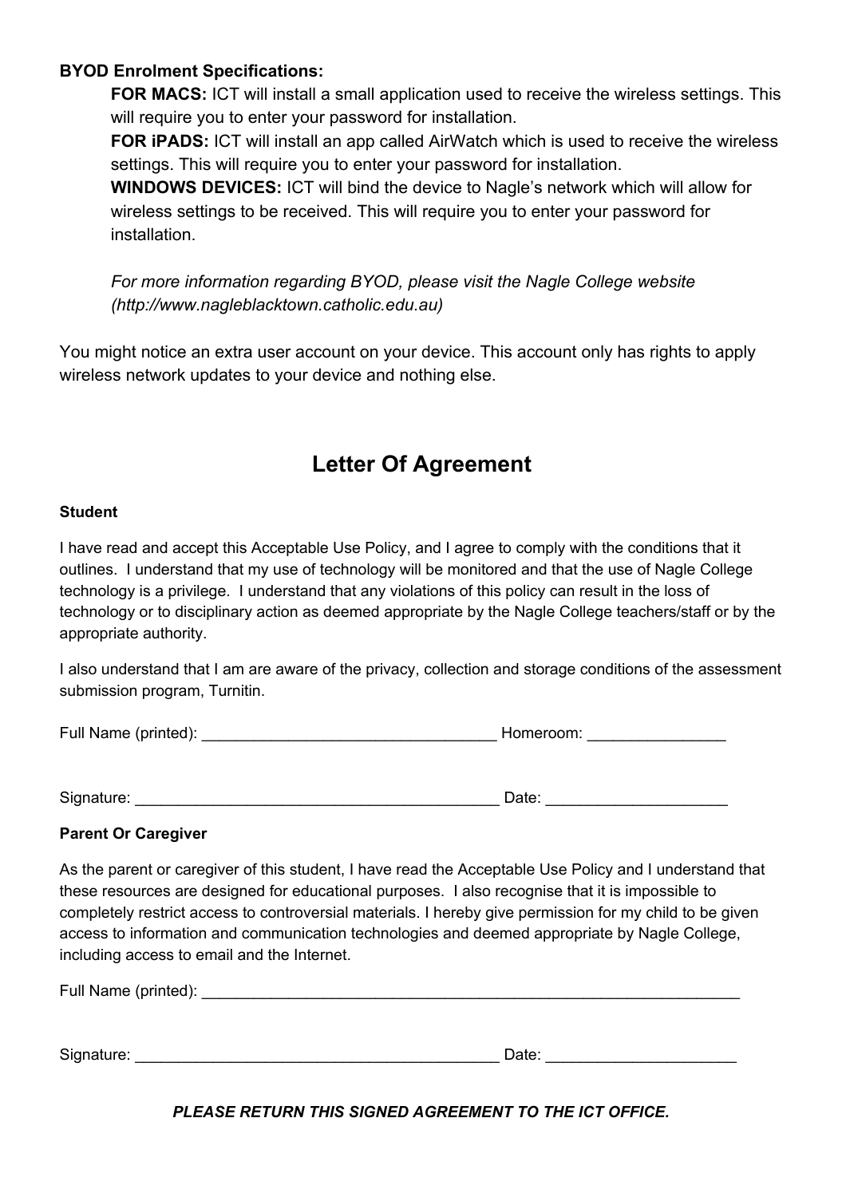**BYOD Enrolment Specifications:**

**FOR MACS:** ICT will install a small application used to receive the wireless settings. This will require you to enter your password for installation.

**FOR iPADS:** ICT will install an app called AirWatch which is used to receive the wireless settings. This will require you to enter your password for installation.

**WINDOWS DEVICES:** ICT will bind the device to Nagle's network which will allow for wireless settings to be received. This will require you to enter your password for installation.

*For more information regarding BYOD, please visit the Nagle College website (http://www.nagleblacktown.catholic.edu.au)*

You might notice an extra user account on your device. This account only has rights to apply wireless network updates to your device and nothing else.

# Letter Of Agreement

**Student**

I have read and accept this Acceptable Use Policy, and I agree to comply with the conditions that it outlines. I understand that my use of technology will be monitored and that the use of Nagle College technology is a privilege. I understand that any violations of this policy can result in the loss of technology or to disciplinary action as deemed appropriate by the Nagle College teachers/staff or by the appropriate authority.

I also understand that I am are aware of the privacy, collection and storage conditions of the assessment submission program, Turnitin.

Full Name (printed): ___________________________________ Homeroom: ________________

Signature: ___________________________________________ Date: _____________________

**Parent Or Caregiver**

As the parent or caregiver of this student, I have read the Acceptable Use Policy and I understand that these resources are designed for educational purposes. I also recognise that it is impossible to completely restrict access to controversial materials. I hereby give permission for my child to be given access to information and communication technologies and deemed appropriate by Nagle College, including access to email and the Internet.

Full Name (printed): _________________________________________________________________

Signature: ___________________________________________ Date: ______________________

***PLEASE RETURN THIS SIGNED AGREEMENT TO THE ICT OFFICE.***